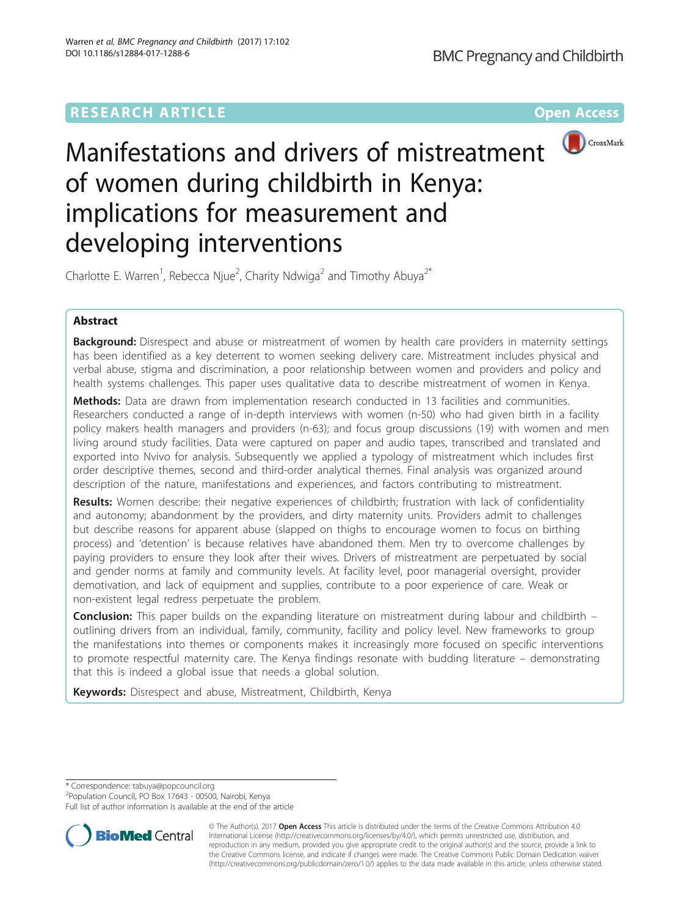RESEARCH ARTICLE

Open Access

# Manifestations and drivers of mistreatment of women during childbirth in Kenya: implications for measurement and developing interventions

Charlotte E. Warren[1], Rebecca Njue[2], Charity Ndwiga[2] and Timothy Abuya[2*]

## Abstract

**Background:** Disrespect and abuse or mistreatment of women by health care providers in maternity settings has been identified as a key deterrent to women seeking delivery care. Mistreatment includes physical and verbal abuse, stigma and discrimination, a poor relationship between women and providers and policy and health systems challenges. This paper uses qualitative data to describe mistreatment of women in Kenya.

**Methods:** Data are drawn from implementation research conducted in 13 facilities and communities. Researchers conducted a range of in-depth interviews with women (n-50) who had given birth in a facility policy makers health managers and providers (n-63); and focus group discussions (19) with women and men living around study facilities. Data were captured on paper and audio tapes, transcribed and translated and exported into Nvivo for analysis. Subsequently we applied a typology of mistreatment which includes first order descriptive themes, second and third-order analytical themes. Final analysis was organized around description of the nature, manifestations and experiences, and factors contributing to mistreatment.

**Results:** Women describe: their negative experiences of childbirth; frustration with lack of confidentiality and autonomy; abandonment by the providers, and dirty maternity units. Providers admit to challenges but describe reasons for apparent abuse (slapped on thighs to encourage women to focus on birthing process) and 'detention' is because relatives have abandoned them. Men try to overcome challenges by paying providers to ensure they look after their wives. Drivers of mistreatment are perpetuated by social and gender norms at family and community levels. At facility level, poor managerial oversight, provider demotivation, and lack of equipment and supplies, contribute to a poor experience of care. Weak or non-existent legal redress perpetuate the problem.

**Conclusion:** This paper builds on the expanding literature on mistreatment during labour and childbirth – outlining drivers from an individual, family, community, facility and policy level. New frameworks to group the manifestations into themes or components makes it increasingly more focused on specific interventions to promote respectful maternity care. The Kenya findings resonate with budding literature – demonstrating that this is indeed a global issue that needs a global solution.

**Keywords:** Disrespect and abuse, Mistreatment, Childbirth, Kenya

\* Correspondence: tabuya@popcouncil.org
[2]Population Council, PO Box 17643 - 00500, Nairobi, Kenya
Full list of author information is available at the end of the article

© The Author(s). 2017 **Open Access** This article is distributed under the terms of the Creative Commons Attribution 4.0 International License (http://creativecommons.org/licenses/by/4.0/), which permits unrestricted use, distribution, and reproduction in any medium, provided you give appropriate credit to the original author(s) and the source, provide a link to the Creative Commons license, and indicate if changes were made. The Creative Commons Public Domain Dedication waiver (http://creativecommons.org/publicdomain/zero/1.0/) applies to the data made available in this article, unless otherwise stated.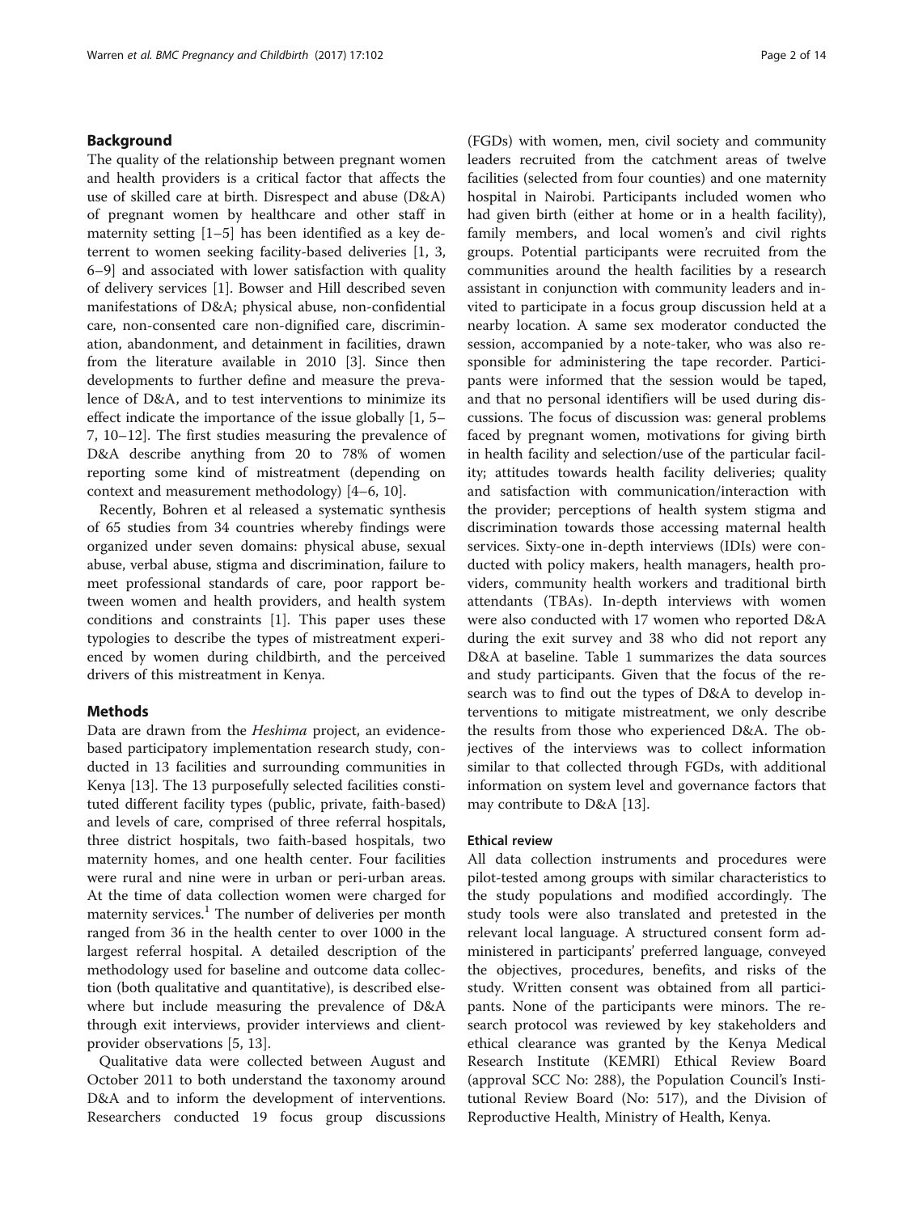## Background

The quality of the relationship between pregnant women and health providers is a critical factor that affects the use of skilled care at birth. Disrespect and abuse (D&A) of pregnant women by healthcare and other staff in maternity setting [1–5] has been identified as a key deterrent to women seeking facility-based deliveries [1, 3, 6–9] and associated with lower satisfaction with quality of delivery services [1]. Bowser and Hill described seven manifestations of D&A; physical abuse, non-confidential care, non-consented care non-dignified care, discrimination, abandonment, and detainment in facilities, drawn from the literature available in 2010 [3]. Since then developments to further define and measure the prevalence of D&A, and to test interventions to minimize its effect indicate the importance of the issue globally [1, 5–7, 10–12]. The first studies measuring the prevalence of D&A describe anything from 20 to 78% of women reporting some kind of mistreatment (depending on context and measurement methodology) [4–6, 10].

Recently, Bohren et al released a systematic synthesis of 65 studies from 34 countries whereby findings were organized under seven domains: physical abuse, sexual abuse, verbal abuse, stigma and discrimination, failure to meet professional standards of care, poor rapport between women and health providers, and health system conditions and constraints [1]. This paper uses these typologies to describe the types of mistreatment experienced by women during childbirth, and the perceived drivers of this mistreatment in Kenya.

## Methods

Data are drawn from the *Heshima* project, an evidence-based participatory implementation research study, conducted in 13 facilities and surrounding communities in Kenya [13]. The 13 purposefully selected facilities constituted different facility types (public, private, faith-based) and levels of care, comprised of three referral hospitals, three district hospitals, two faith-based hospitals, two maternity homes, and one health center. Four facilities were rural and nine were in urban or peri-urban areas. At the time of data collection women were charged for maternity services.[1] The number of deliveries per month ranged from 36 in the health center to over 1000 in the largest referral hospital. A detailed description of the methodology used for baseline and outcome data collection (both qualitative and quantitative), is described elsewhere but include measuring the prevalence of D&A through exit interviews, provider interviews and client-provider observations [5, 13].

Qualitative data were collected between August and October 2011 to both understand the taxonomy around D&A and to inform the development of interventions. Researchers conducted 19 focus group discussions (FGDs) with women, men, civil society and community leaders recruited from the catchment areas of twelve facilities (selected from four counties) and one maternity hospital in Nairobi. Participants included women who had given birth (either at home or in a health facility), family members, and local women's and civil rights groups. Potential participants were recruited from the communities around the health facilities by a research assistant in conjunction with community leaders and invited to participate in a focus group discussion held at a nearby location. A same sex moderator conducted the session, accompanied by a note-taker, who was also responsible for administering the tape recorder. Participants were informed that the session would be taped, and that no personal identifiers will be used during discussions. The focus of discussion was: general problems faced by pregnant women, motivations for giving birth in health facility and selection/use of the particular facility; attitudes towards health facility deliveries; quality and satisfaction with communication/interaction with the provider; perceptions of health system stigma and discrimination towards those accessing maternal health services. Sixty-one in-depth interviews (IDIs) were conducted with policy makers, health managers, health providers, community health workers and traditional birth attendants (TBAs). In-depth interviews with women were also conducted with 17 women who reported D&A during the exit survey and 38 who did not report any D&A at baseline. Table 1 summarizes the data sources and study participants. Given that the focus of the research was to find out the types of D&A to develop interventions to mitigate mistreatment, we only describe the results from those who experienced D&A. The objectives of the interviews was to collect information similar to that collected through FGDs, with additional information on system level and governance factors that may contribute to D&A [13].

### Ethical review

All data collection instruments and procedures were pilot-tested among groups with similar characteristics to the study populations and modified accordingly. The study tools were also translated and pretested in the relevant local language. A structured consent form administered in participants' preferred language, conveyed the objectives, procedures, benefits, and risks of the study. Written consent was obtained from all participants. None of the participants were minors. The research protocol was reviewed by key stakeholders and ethical clearance was granted by the Kenya Medical Research Institute (KEMRI) Ethical Review Board (approval SCC No: 288), the Population Council's Institutional Review Board (No: 517), and the Division of Reproductive Health, Ministry of Health, Kenya.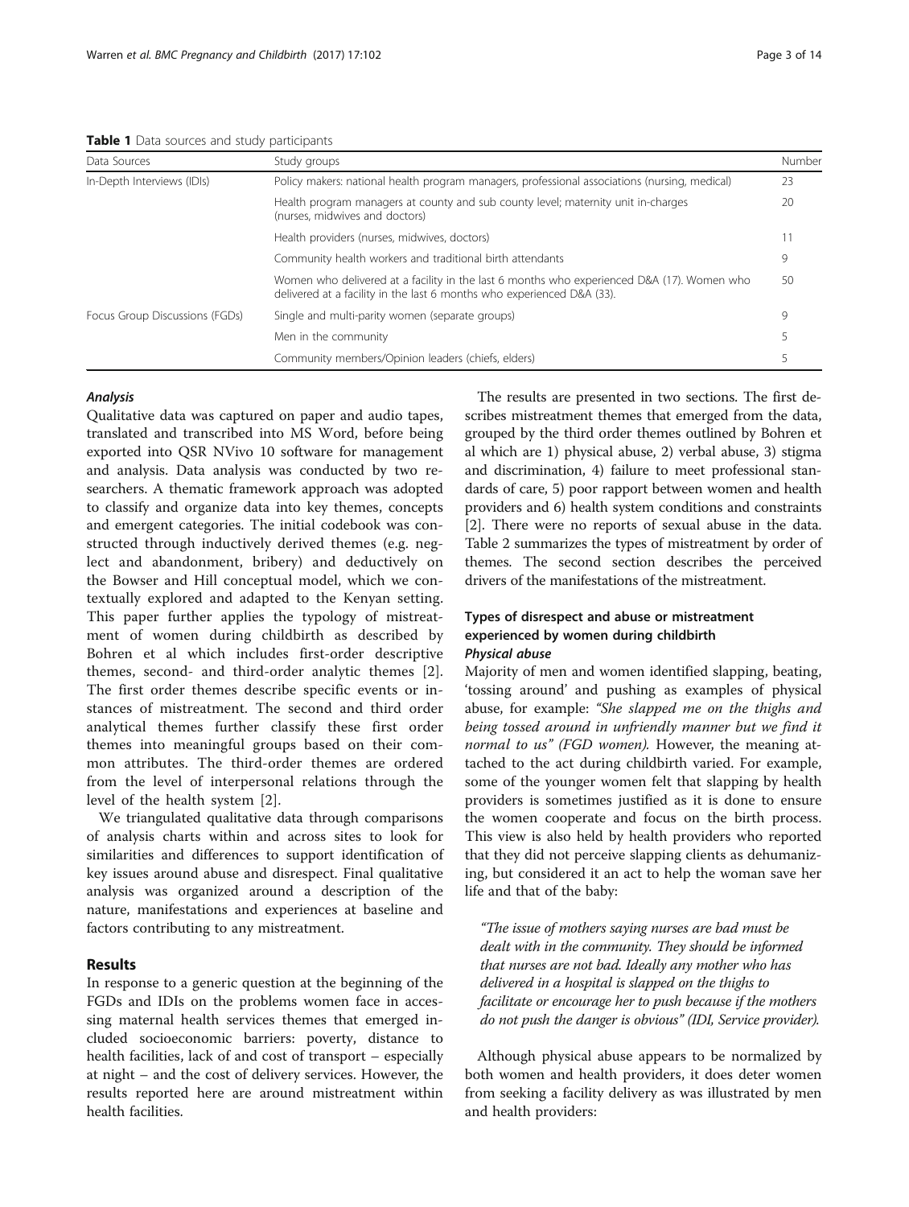**Table 1** Data sources and study participants

| Data Sources | Study groups | Number |
|---|---|---|
| In-Depth Interviews (IDIs) | Policy makers: national health program managers, professional associations (nursing, medical) | 23 |
| | Health program managers at county and sub county level; maternity unit in-charges (nurses, midwives and doctors) | 20 |
| | Health providers (nurses, midwives, doctors) | 11 |
| | Community health workers and traditional birth attendants | 9 |
| | Women who delivered at a facility in the last 6 months who experienced D&A (17). Women who delivered at a facility in the last 6 months who experienced D&A (33). | 50 |
| Focus Group Discussions (FGDs) | Single and multi-parity women (separate groups) | 9 |
| | Men in the community | 5 |
| | Community members/Opinion leaders (chiefs, elders) | 5 |

#### Analysis

Qualitative data was captured on paper and audio tapes, translated and transcribed into MS Word, before being exported into QSR NVivo 10 software for management and analysis. Data analysis was conducted by two researchers. A thematic framework approach was adopted to classify and organize data into key themes, concepts and emergent categories. The initial codebook was constructed through inductively derived themes (e.g. neglect and abandonment, bribery) and deductively on the Bowser and Hill conceptual model, which we contextually explored and adapted to the Kenyan setting. This paper further applies the typology of mistreatment of women during childbirth as described by Bohren et al which includes first-order descriptive themes, second- and third-order analytic themes [2]. The first order themes describe specific events or instances of mistreatment. The second and third order analytical themes further classify these first order themes into meaningful groups based on their common attributes. The third-order themes are ordered from the level of interpersonal relations through the level of the health system [2].

We triangulated qualitative data through comparisons of analysis charts within and across sites to look for similarities and differences to support identification of key issues around abuse and disrespect. Final qualitative analysis was organized around a description of the nature, manifestations and experiences at baseline and factors contributing to any mistreatment.

## Results

In response to a generic question at the beginning of the FGDs and IDIs on the problems women face in accessing maternal health services themes that emerged included socioeconomic barriers: poverty, distance to health facilities, lack of and cost of transport – especially at night – and the cost of delivery services. However, the results reported here are around mistreatment within health facilities.

The results are presented in two sections. The first describes mistreatment themes that emerged from the data, grouped by the third order themes outlined by Bohren et al which are 1) physical abuse, 2) verbal abuse, 3) stigma and discrimination, 4) failure to meet professional standards of care, 5) poor rapport between women and health providers and 6) health system conditions and constraints [2]. There were no reports of sexual abuse in the data. Table 2 summarizes the types of mistreatment by order of themes. The second section describes the perceived drivers of the manifestations of the mistreatment.

### Types of disrespect and abuse or mistreatment experienced by women during childbirth

#### Physical abuse

Majority of men and women identified slapping, beating, 'tossing around' and pushing as examples of physical abuse, for example: *"She slapped me on the thighs and being tossed around in unfriendly manner but we find it normal to us" (FGD women).* However, the meaning attached to the act during childbirth varied. For example, some of the younger women felt that slapping by health providers is sometimes justified as it is done to ensure the women cooperate and focus on the birth process. This view is also held by health providers who reported that they did not perceive slapping clients as dehumanizing, but considered it an act to help the woman save her life and that of the baby:

> *"The issue of mothers saying nurses are bad must be dealt with in the community. They should be informed that nurses are not bad. Ideally any mother who has delivered in a hospital is slapped on the thighs to facilitate or encourage her to push because if the mothers do not push the danger is obvious" (IDI, Service provider).*

Although physical abuse appears to be normalized by both women and health providers, it does deter women from seeking a facility delivery as was illustrated by men and health providers: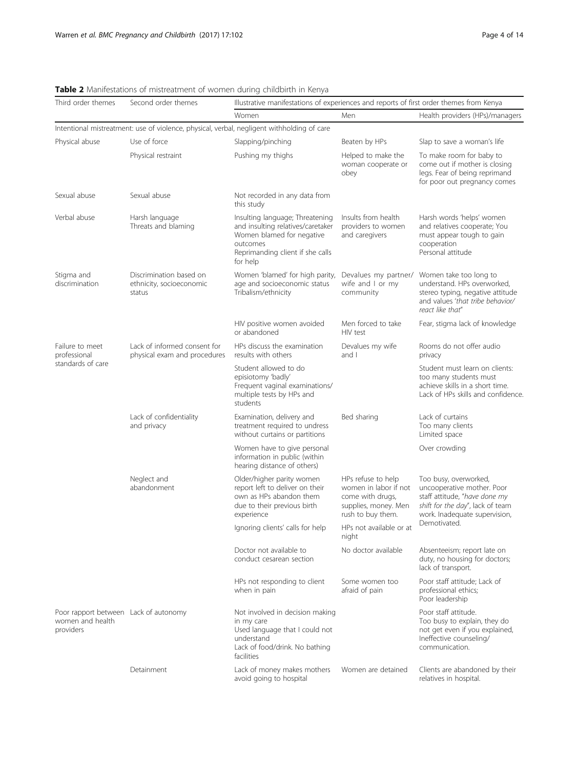**Table 2** Manifestations of mistreatment of women during childbirth in Kenya

| Third order themes | Second order themes | Illustrative manifestations of experiences and reports of first order themes from Kenya | | |
|---|---|---|---|---|
| | | Women | Men | Health providers (HPs)/managers |
| Intentional mistreatment: use of violence, physical, verbal, negligent withholding of care | | | | |
| Physical abuse | Use of force | Slapping/pinching | Beaten by HPs | Slap to save a woman's life |
| | Physical restraint | Pushing my thighs | Helped to make the woman cooperate or obey | To make room for baby to come out if mother is closing legs. Fear of being reprimand for poor out pregnancy comes |
| Sexual abuse | Sexual abuse | Not recorded in any data from this study | | |
| Verbal abuse | Harsh language<br>Threats and blaming | Insulting language; Threatening and insulting relatives/caretaker<br>Women blamed for negative outcomes<br>Reprimanding client if she calls for help | Insults from health providers to women and caregivers | Harsh words 'helps' women and relatives cooperate; You must appear tough to gain cooperation<br>Personal attitude |
| Stigma and discrimination | Discrimination based on ethnicity, socioeconomic status | Women 'blamed' for high parity, age and socioeconomic status<br>Tribalism/ethnicity | Devalues my partner/ wife and I or my community | Women take too long to understand. HPs overworked, stereo typing, negative attitude and values '*that tribe behavior/ react like that*' |
| | | HIV positive women avoided or abandoned | Men forced to take HIV test | Fear, stigma lack of knowledge |
| Failure to meet professional standards of care | Lack of informed consent for physical exam and procedures | HPs discuss the examination results with others | Devalues my wife and I | Rooms do not offer audio privacy |
| | | Student allowed to do episiotomy 'badly'<br>Frequent vaginal examinations/ multiple tests by HPs and students | | Student must learn on clients: too many students must achieve skills in a short time. Lack of HPs skills and confidence. |
| | Lack of confidentiality and privacy | Examination, delivery and treatment required to undress without curtains or partitions | Bed sharing | Lack of curtains<br>Too many clients<br>Limited space |
| | | Women have to give personal information in public (within hearing distance of others) | | Over crowding |
| | Neglect and abandonment | Older/higher parity women report left to deliver on their own as HPs abandon them due to their previous birth experience | HPs refuse to help women in labor if not come with drugs, supplies, money. Men rush to buy them. | Too busy, overworked, uncooperative mother. Poor staff attitude, "*have done my shift for the day*", lack of team work. Inadequate supervision, Demotivated. |
| | | Ignoring clients' calls for help | HPs not available or at night | |
| | | Doctor not available to conduct cesarean section | No doctor available | Absenteeism; report late on duty, no housing for doctors; lack of transport. |
| | | HPs not responding to client when in pain | Some women too afraid of pain | Poor staff attitude; Lack of professional ethics;<br>Poor leadership |
| Poor rapport between women and health providers | Lack of autonomy | Not involved in decision making in my care<br>Used language that I could not understand<br>Lack of food/drink. No bathing facilities | | Poor staff attitude.<br>Too busy to explain, they do not get even if you explained, Ineffective counseling/ communication. |
| | Detainment | Lack of money makes mothers avoid going to hospital | Women are detained | Clients are abandoned by their relatives in hospital. |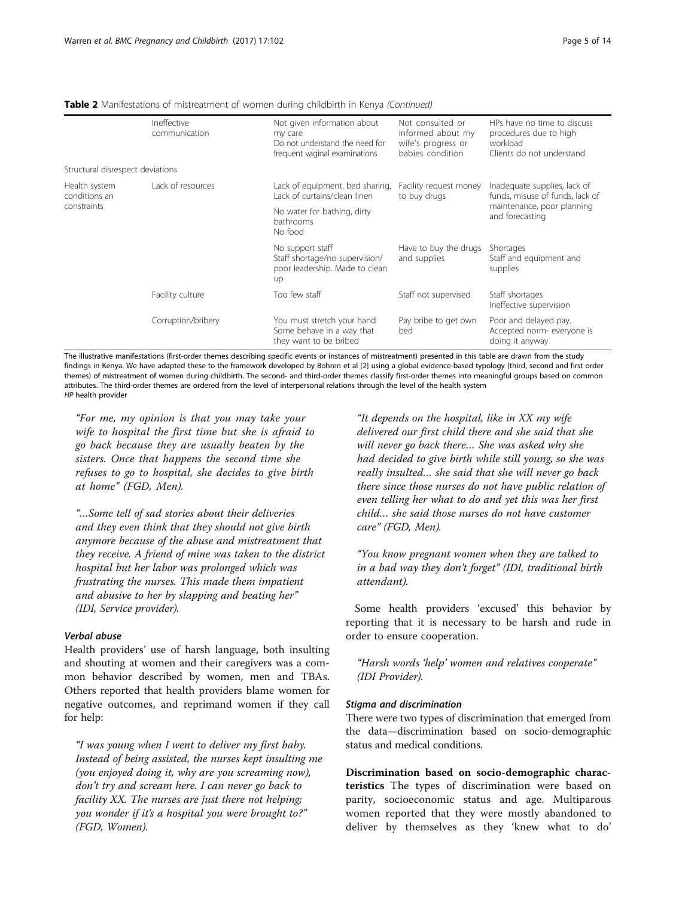**Table 2** Manifestations of mistreatment of women during childbirth in Kenya *(Continued)*

| | | | | |
|---|---|---|---|---|
| | Ineffective communication | Not given information about my care<br>Do not understand the need for frequent vaginal examinations | Not consulted or informed about my wife's progress or babies condition | HPs have no time to discuss procedures due to high workload<br>Clients do not understand |
| Structural disrespect deviations | | | | |
| Health system conditions an constraints | Lack of resources | Lack of equipment. bed sharing, Lack of curtains/clean linen<br>No water for bathing, dirty bathrooms<br>No food | Facility request money to buy drugs | Inadequate supplies, lack of funds, misuse of funds, lack of maintenance, poor planning and forecasting |
| | | No support staff<br>Staff shortage/no supervision/ poor leadership. Made to clean up | Have to buy the drugs and supplies | Shortages<br>Staff and equipment and supplies |
| | Facility culture | Too few staff | Staff not supervised | Staff shortages<br>Ineffective supervision |
| | Corruption/bribery | You must stretch your hand<br>Some behave in a way that they want to be bribed | Pay bribe to get own bed | Poor and delayed pay.<br>Accepted norm- everyone is doing it anyway |

The illustrative manifestations (first-order themes describing specific events or instances of mistreatment) presented in this table are drawn from the study findings in Kenya. We have adapted these to the framework developed by Bohren et al [2] using a global evidence-based typology (third, second and first order themes) of mistreatment of women during childbirth. The second- and third-order themes classify first-order themes into meaningful groups based on common attributes. The third-order themes are ordered from the level of interpersonal relations through the level of the health system
*HP* health provider

> "For me, my opinion is that you may take your wife to hospital the first time but she is afraid to go back because they are usually beaten by the sisters. Once that happens the second time she refuses to go to hospital, she decides to give birth at home" (FGD, Men).

> "…Some tell of sad stories about their deliveries and they even think that they should not give birth anymore because of the abuse and mistreatment that they receive. A friend of mine was taken to the district hospital but her labor was prolonged which was frustrating the nurses. This made them impatient and abusive to her by slapping and beating her" (IDI, Service provider).

#### Verbal abuse

Health providers' use of harsh language, both insulting and shouting at women and their caregivers was a common behavior described by women, men and TBAs. Others reported that health providers blame women for negative outcomes, and reprimand women if they call for help:

> "I was young when I went to deliver my first baby. Instead of being assisted, the nurses kept insulting me (you enjoyed doing it, why are you screaming now), don't try and scream here. I can never go back to facility XX. The nurses are just there not helping; you wonder if it's a hospital you were brought to?" (FGD, Women).

> "It depends on the hospital, like in XX my wife delivered our first child there and she said that she will never go back there… She was asked why she had decided to give birth while still young, so she was really insulted… she said that she will never go back there since those nurses do not have public relation of even telling her what to do and yet this was her first child… she said those nurses do not have customer care" (FGD, Men).

> "You know pregnant women when they are talked to in a bad way they don't forget" (IDI, traditional birth attendant).

Some health providers 'excused' this behavior by reporting that it is necessary to be harsh and rude in order to ensure cooperation.

> "Harsh words 'help' women and relatives cooperate" (IDI Provider).

#### Stigma and discrimination

There were two types of discrimination that emerged from the data—discrimination based on socio-demographic status and medical conditions.

**Discrimination based on socio-demographic characteristics** The types of discrimination were based on parity, socioeconomic status and age. Multiparous women reported that they were mostly abandoned to deliver by themselves as they 'knew what to do'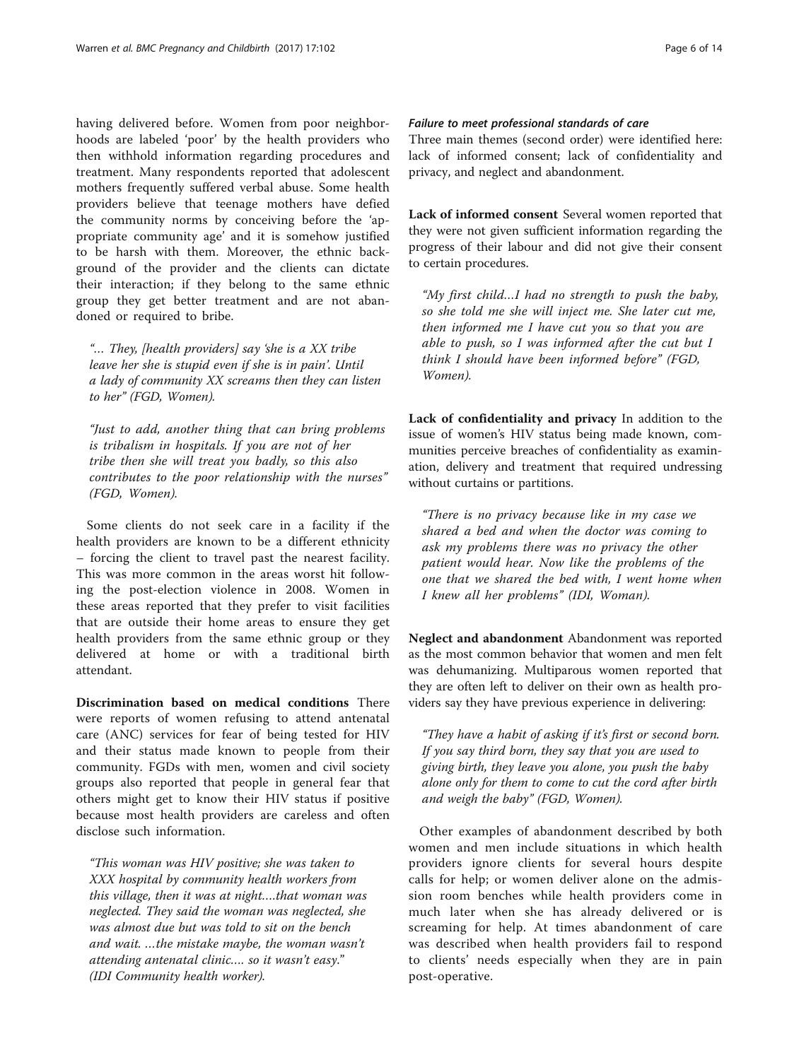having delivered before. Women from poor neighborhoods are labeled 'poor' by the health providers who then withhold information regarding procedures and treatment. Many respondents reported that adolescent mothers frequently suffered verbal abuse. Some health providers believe that teenage mothers have defied the community norms by conceiving before the 'appropriate community age' and it is somehow justified to be harsh with them. Moreover, the ethnic background of the provider and the clients can dictate their interaction; if they belong to the same ethnic group they get better treatment and are not abandoned or required to bribe.

> *"… They, [health providers] say 'she is a XX tribe leave her she is stupid even if she is in pain'. Until a lady of community XX screams then they can listen to her" (FGD, Women).*

> *"Just to add, another thing that can bring problems is tribalism in hospitals. If you are not of her tribe then she will treat you badly, so this also contributes to the poor relationship with the nurses" (FGD, Women).*

Some clients do not seek care in a facility if the health providers are known to be a different ethnicity – forcing the client to travel past the nearest facility. This was more common in the areas worst hit following the post-election violence in 2008. Women in these areas reported that they prefer to visit facilities that are outside their home areas to ensure they get health providers from the same ethnic group or they delivered at home or with a traditional birth attendant.

**Discrimination based on medical conditions** There were reports of women refusing to attend antenatal care (ANC) services for fear of being tested for HIV and their status made known to people from their community. FGDs with men, women and civil society groups also reported that people in general fear that others might get to know their HIV status if positive because most health providers are careless and often disclose such information.

> *"This woman was HIV positive; she was taken to XXX hospital by community health workers from this village, then it was at night….that woman was neglected. They said the woman was neglected, she was almost due but was told to sit on the bench and wait. …the mistake maybe, the woman wasn't attending antenatal clinic…. so it wasn't easy." (IDI Community health worker).*

#### *Failure to meet professional standards of care*

Three main themes (second order) were identified here: lack of informed consent; lack of confidentiality and privacy, and neglect and abandonment.

**Lack of informed consent** Several women reported that they were not given sufficient information regarding the progress of their labour and did not give their consent to certain procedures.

> *"My first child…I had no strength to push the baby, so she told me she will inject me. She later cut me, then informed me I have cut you so that you are able to push, so I was informed after the cut but I think I should have been informed before" (FGD, Women).*

**Lack of confidentiality and privacy** In addition to the issue of women's HIV status being made known, communities perceive breaches of confidentiality as examination, delivery and treatment that required undressing without curtains or partitions.

> *"There is no privacy because like in my case we shared a bed and when the doctor was coming to ask my problems there was no privacy the other patient would hear. Now like the problems of the one that we shared the bed with, I went home when I knew all her problems" (IDI, Woman).*

**Neglect and abandonment** Abandonment was reported as the most common behavior that women and men felt was dehumanizing. Multiparous women reported that they are often left to deliver on their own as health providers say they have previous experience in delivering:

> *"They have a habit of asking if it's first or second born. If you say third born, they say that you are used to giving birth, they leave you alone, you push the baby alone only for them to come to cut the cord after birth and weigh the baby" (FGD, Women).*

Other examples of abandonment described by both women and men include situations in which health providers ignore clients for several hours despite calls for help; or women deliver alone on the admission room benches while health providers come in much later when she has already delivered or is screaming for help. At times abandonment of care was described when health providers fail to respond to clients' needs especially when they are in pain post-operative.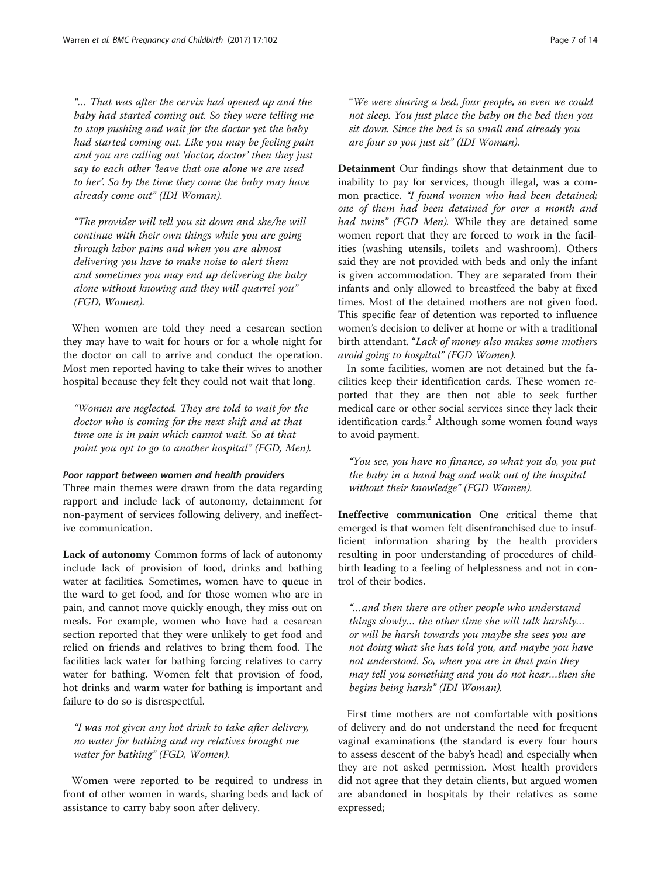"... That was after the cervix had opened up and the baby had started coming out. So they were telling me to stop pushing and wait for the doctor yet the baby had started coming out. Like you may be feeling pain and you are calling out 'doctor, doctor' then they just say to each other 'leave that one alone we are used to her'. So by the time they come the baby may have already come out" (IDI Woman).

"The provider will tell you sit down and she/he will continue with their own things while you are going through labor pains and when you are almost delivering you have to make noise to alert them and sometimes you may end up delivering the baby alone without knowing and they will quarrel you" (FGD, Women).

When women are told they need a cesarean section they may have to wait for hours or for a whole night for the doctor on call to arrive and conduct the operation. Most men reported having to take their wives to another hospital because they felt they could not wait that long.

"Women are neglected. They are told to wait for the doctor who is coming for the next shift and at that time one is in pain which cannot wait. So at that point you opt to go to another hospital" (FGD, Men).

#### *Poor rapport between women and health providers*

Three main themes were drawn from the data regarding rapport and include lack of autonomy, detainment for non-payment of services following delivery, and ineffective communication.

**Lack of autonomy** Common forms of lack of autonomy include lack of provision of food, drinks and bathing water at facilities. Sometimes, women have to queue in the ward to get food, and for those women who are in pain, and cannot move quickly enough, they miss out on meals. For example, women who have had a cesarean section reported that they were unlikely to get food and relied on friends and relatives to bring them food. The facilities lack water for bathing forcing relatives to carry water for bathing. Women felt that provision of food, hot drinks and warm water for bathing is important and failure to do so is disrespectful.

"I was not given any hot drink to take after delivery, no water for bathing and my relatives brought me water for bathing" (FGD, Women).

Women were reported to be required to undress in front of other women in wards, sharing beds and lack of assistance to carry baby soon after delivery.

"We were sharing a bed, four people, so even we could not sleep. You just place the baby on the bed then you sit down. Since the bed is so small and already you are four so you just sit" (IDI Woman).

**Detainment** Our findings show that detainment due to inability to pay for services, though illegal, was a common practice. "I found women who had been detained; one of them had been detained for over a month and had twins" (FGD Men). While they are detained some women report that they are forced to work in the facilities (washing utensils, toilets and washroom). Others said they are not provided with beds and only the infant is given accommodation. They are separated from their infants and only allowed to breastfeed the baby at fixed times. Most of the detained mothers are not given food. This specific fear of detention was reported to influence women's decision to deliver at home or with a traditional birth attendant. "Lack of money also makes some mothers avoid going to hospital" (FGD Women).

In some facilities, women are not detained but the facilities keep their identification cards. These women reported that they are then not able to seek further medical care or other social services since they lack their identification cards.[2] Although some women found ways to avoid payment.

"You see, you have no finance, so what you do, you put the baby in a hand bag and walk out of the hospital without their knowledge" (FGD Women).

**Ineffective communication** One critical theme that emerged is that women felt disenfranchised due to insufficient information sharing by the health providers resulting in poor understanding of procedures of childbirth leading to a feeling of helplessness and not in control of their bodies.

"…and then there are other people who understand things slowly… the other time she will talk harshly… or will be harsh towards you maybe she sees you are not doing what she has told you, and maybe you have not understood. So, when you are in that pain they may tell you something and you do not hear…then she begins being harsh" (IDI Woman).

First time mothers are not comfortable with positions of delivery and do not understand the need for frequent vaginal examinations (the standard is every four hours to assess descent of the baby's head) and especially when they are not asked permission. Most health providers did not agree that they detain clients, but argued women are abandoned in hospitals by their relatives as some expressed;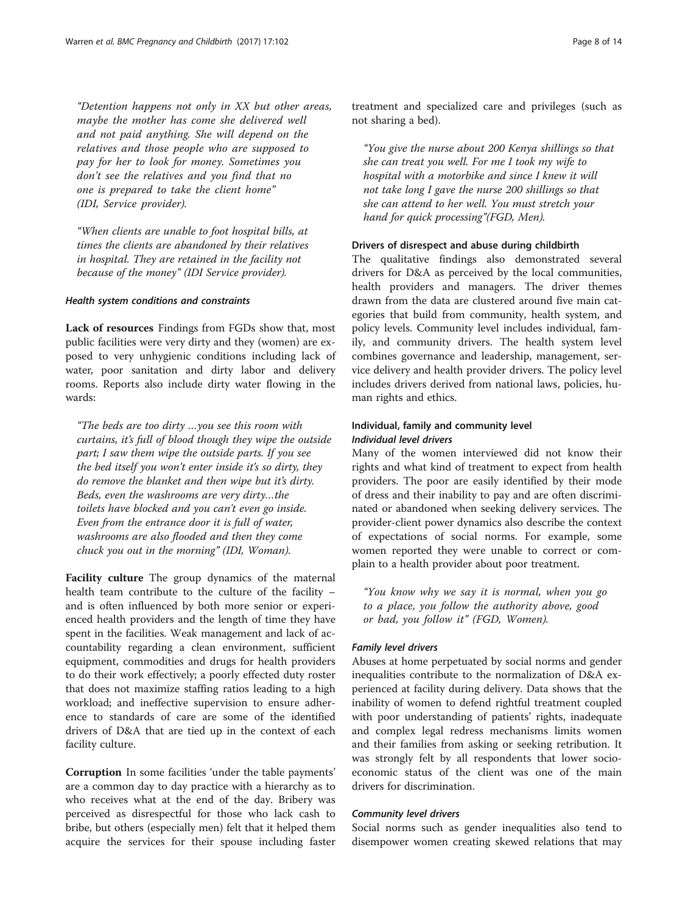*"Detention happens not only in XX but other areas, maybe the mother has come she delivered well and not paid anything. She will depend on the relatives and those people who are supposed to pay for her to look for money. Sometimes you don't see the relatives and you find that no one is prepared to take the client home" (IDI, Service provider).*

*"When clients are unable to foot hospital bills, at times the clients are abandoned by their relatives in hospital. They are retained in the facility not because of the money" (IDI Service provider).*

#### *Health system conditions and constraints*

**Lack of resources** Findings from FGDs show that, most public facilities were very dirty and they (women) are exposed to very unhygienic conditions including lack of water, poor sanitation and dirty labor and delivery rooms. Reports also include dirty water flowing in the wards:

*"The beds are too dirty …you see this room with curtains, it's full of blood though they wipe the outside part; I saw them wipe the outside parts. If you see the bed itself you won't enter inside it's so dirty, they do remove the blanket and then wipe but it's dirty. Beds, even the washrooms are very dirty…the toilets have blocked and you can't even go inside. Even from the entrance door it is full of water, washrooms are also flooded and then they come chuck you out in the morning" (IDI, Woman).*

**Facility culture** The group dynamics of the maternal health team contribute to the culture of the facility – and is often influenced by both more senior or experienced health providers and the length of time they have spent in the facilities. Weak management and lack of accountability regarding a clean environment, sufficient equipment, commodities and drugs for health providers to do their work effectively; a poorly effected duty roster that does not maximize staffing ratios leading to a high workload; and ineffective supervision to ensure adherence to standards of care are some of the identified drivers of D&A that are tied up in the context of each facility culture.

**Corruption** In some facilities 'under the table payments' are a common day to day practice with a hierarchy as to who receives what at the end of the day. Bribery was perceived as disrespectful for those who lack cash to bribe, but others (especially men) felt that it helped them acquire the services for their spouse including faster treatment and specialized care and privileges (such as not sharing a bed).

*"You give the nurse about 200 Kenya shillings so that she can treat you well. For me I took my wife to hospital with a motorbike and since I knew it will not take long I gave the nurse 200 shillings so that she can attend to her well. You must stretch your hand for quick processing"(FGD, Men).*

### Drivers of disrespect and abuse during childbirth

The qualitative findings also demonstrated several drivers for D&A as perceived by the local communities, health providers and managers. The driver themes drawn from the data are clustered around five main categories that build from community, health system, and policy levels. Community level includes individual, family, and community drivers. The health system level combines governance and leadership, management, service delivery and health provider drivers. The policy level includes drivers derived from national laws, policies, human rights and ethics.

### Individual, family and community level

#### *Individual level drivers*

Many of the women interviewed did not know their rights and what kind of treatment to expect from health providers. The poor are easily identified by their mode of dress and their inability to pay and are often discriminated or abandoned when seeking delivery services. The provider-client power dynamics also describe the context of expectations of social norms. For example, some women reported they were unable to correct or complain to a health provider about poor treatment.

*"You know why we say it is normal, when you go to a place, you follow the authority above, good or bad, you follow it" (FGD, Women).*

#### *Family level drivers*

Abuses at home perpetuated by social norms and gender inequalities contribute to the normalization of D&A experienced at facility during delivery. Data shows that the inability of women to defend rightful treatment coupled with poor understanding of patients' rights, inadequate and complex legal redress mechanisms limits women and their families from asking or seeking retribution. It was strongly felt by all respondents that lower socioeconomic status of the client was one of the main drivers for discrimination.

#### *Community level drivers*

Social norms such as gender inequalities also tend to disempower women creating skewed relations that may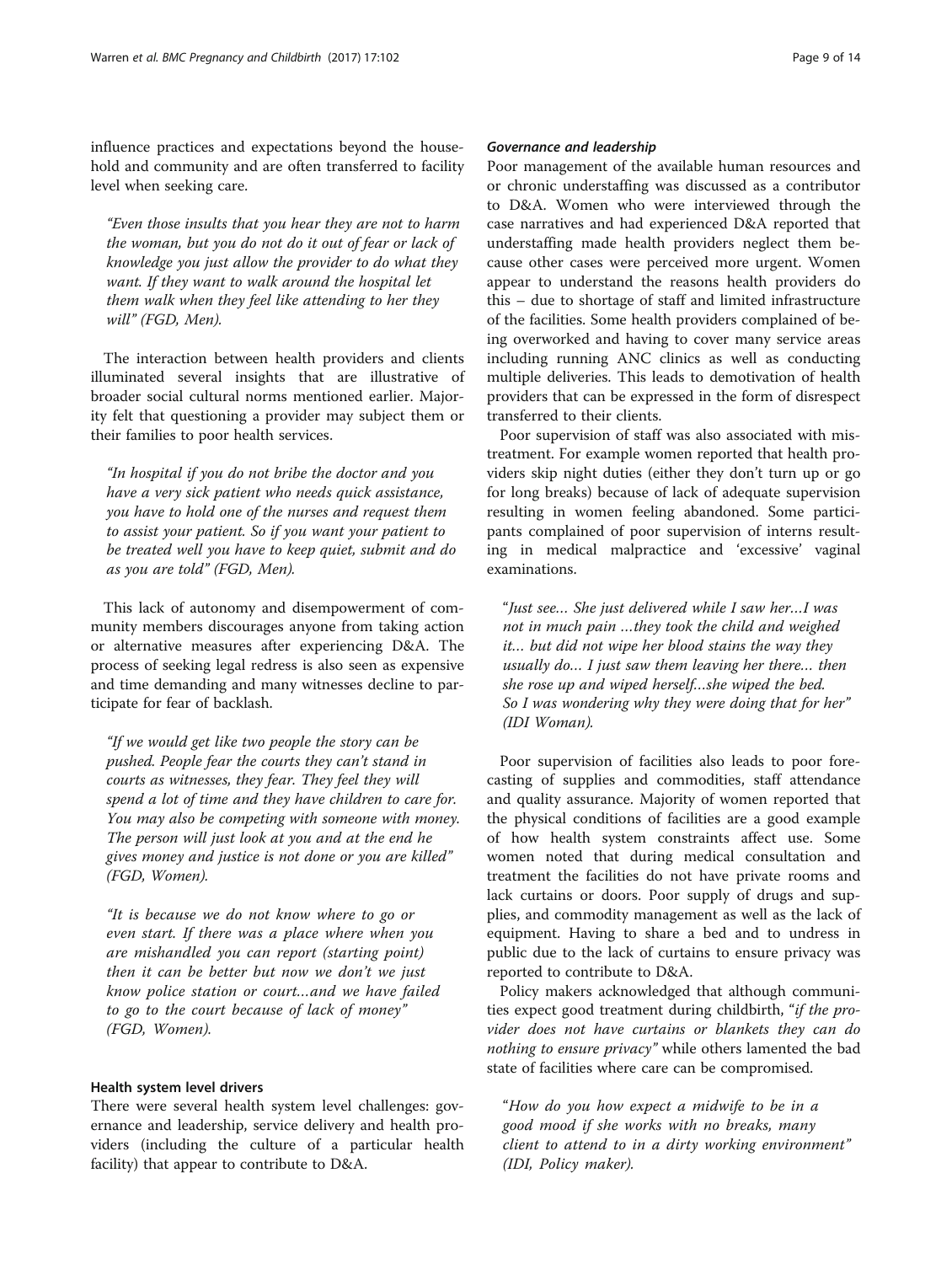influence practices and expectations beyond the household and community and are often transferred to facility level when seeking care.

> *"Even those insults that you hear they are not to harm the woman, but you do not do it out of fear or lack of knowledge you just allow the provider to do what they want. If they want to walk around the hospital let them walk when they feel like attending to her they will" (FGD, Men).*

The interaction between health providers and clients illuminated several insights that are illustrative of broader social cultural norms mentioned earlier. Majority felt that questioning a provider may subject them or their families to poor health services.

> *"In hospital if you do not bribe the doctor and you have a very sick patient who needs quick assistance, you have to hold one of the nurses and request them to assist your patient. So if you want your patient to be treated well you have to keep quiet, submit and do as you are told" (FGD, Men).*

This lack of autonomy and disempowerment of community members discourages anyone from taking action or alternative measures after experiencing D&A. The process of seeking legal redress is also seen as expensive and time demanding and many witnesses decline to participate for fear of backlash.

> *"If we would get like two people the story can be pushed. People fear the courts they can't stand in courts as witnesses, they fear. They feel they will spend a lot of time and they have children to care for. You may also be competing with someone with money. The person will just look at you and at the end he gives money and justice is not done or you are killed" (FGD, Women).*

> *"It is because we do not know where to go or even start. If there was a place where when you are mishandled you can report (starting point) then it can be better but now we don't we just know police station or court…and we have failed to go to the court because of lack of money" (FGD, Women).*

### Health system level drivers

There were several health system level challenges: governance and leadership, service delivery and health providers (including the culture of a particular health facility) that appear to contribute to D&A.

#### *Governance and leadership*

Poor management of the available human resources and or chronic understaffing was discussed as a contributor to D&A. Women who were interviewed through the case narratives and had experienced D&A reported that understaffing made health providers neglect them because other cases were perceived more urgent. Women appear to understand the reasons health providers do this – due to shortage of staff and limited infrastructure of the facilities. Some health providers complained of being overworked and having to cover many service areas including running ANC clinics as well as conducting multiple deliveries. This leads to demotivation of health providers that can be expressed in the form of disrespect transferred to their clients.

Poor supervision of staff was also associated with mistreatment. For example women reported that health providers skip night duties (either they don't turn up or go for long breaks) because of lack of adequate supervision resulting in women feeling abandoned. Some participants complained of poor supervision of interns resulting in medical malpractice and 'excessive' vaginal examinations.

> *"Just see… She just delivered while I saw her…I was not in much pain …they took the child and weighed it… but did not wipe her blood stains the way they usually do… I just saw them leaving her there… then she rose up and wiped herself…she wiped the bed. So I was wondering why they were doing that for her" (IDI Woman).*

Poor supervision of facilities also leads to poor forecasting of supplies and commodities, staff attendance and quality assurance. Majority of women reported that the physical conditions of facilities are a good example of how health system constraints affect use. Some women noted that during medical consultation and treatment the facilities do not have private rooms and lack curtains or doors. Poor supply of drugs and supplies, and commodity management as well as the lack of equipment. Having to share a bed and to undress in public due to the lack of curtains to ensure privacy was reported to contribute to D&A.

Policy makers acknowledged that although communities expect good treatment during childbirth, *"if the provider does not have curtains or blankets they can do nothing to ensure privacy"* while others lamented the bad state of facilities where care can be compromised.

> *"How do you how expect a midwife to be in a good mood if she works with no breaks, many client to attend to in a dirty working environment" (IDI, Policy maker).*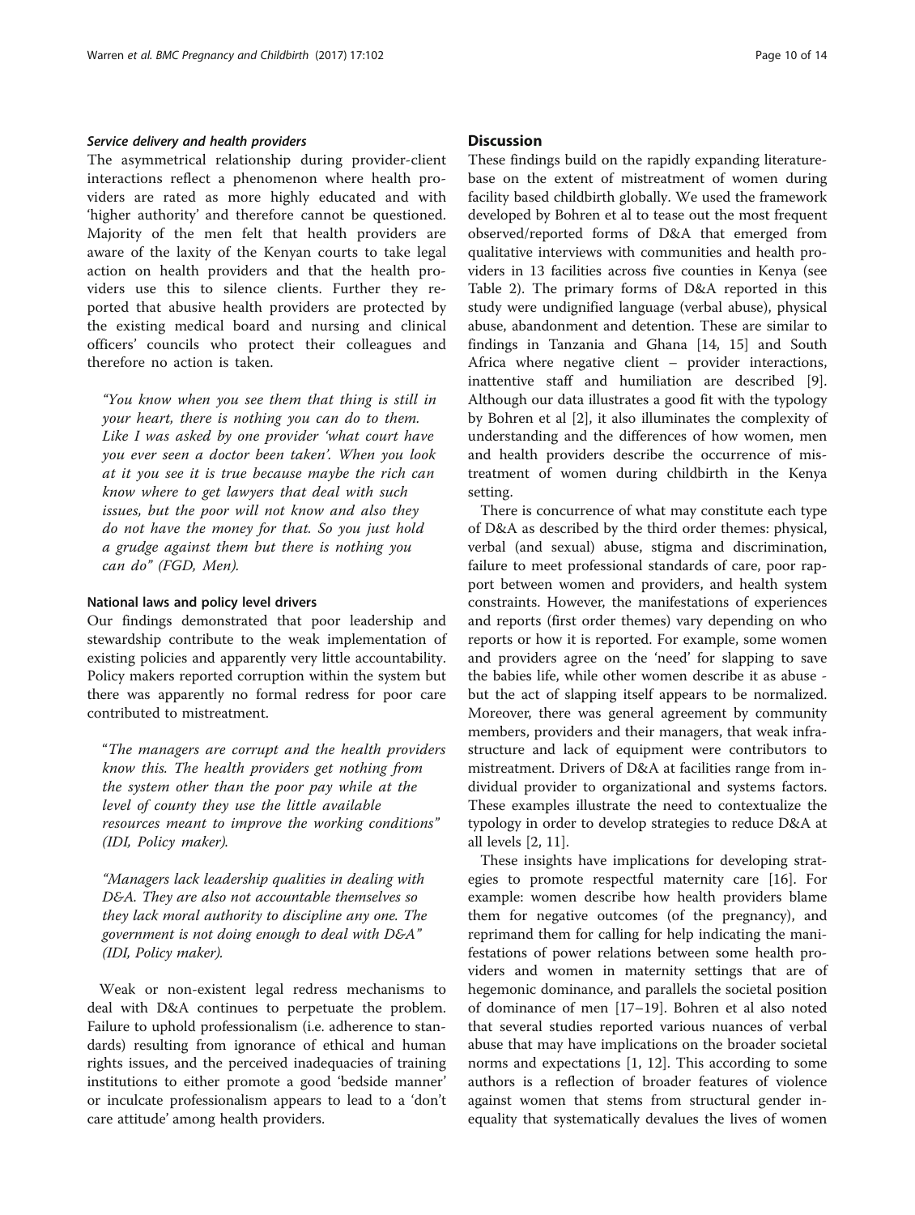#### *Service delivery and health providers*

The asymmetrical relationship during provider-client interactions reflect a phenomenon where health providers are rated as more highly educated and with 'higher authority' and therefore cannot be questioned. Majority of the men felt that health providers are aware of the laxity of the Kenyan courts to take legal action on health providers and that the health providers use this to silence clients. Further they reported that abusive health providers are protected by the existing medical board and nursing and clinical officers' councils who protect their colleagues and therefore no action is taken.

> *"You know when you see them that thing is still in your heart, there is nothing you can do to them. Like I was asked by one provider 'what court have you ever seen a doctor been taken'. When you look at it you see it is true because maybe the rich can know where to get lawyers that deal with such issues, but the poor will not know and also they do not have the money for that. So you just hold a grudge against them but there is nothing you can do" (FGD, Men).*

#### National laws and policy level drivers

Our findings demonstrated that poor leadership and stewardship contribute to the weak implementation of existing policies and apparently very little accountability. Policy makers reported corruption within the system but there was apparently no formal redress for poor care contributed to mistreatment.

> *"The managers are corrupt and the health providers know this. The health providers get nothing from the system other than the poor pay while at the level of county they use the little available resources meant to improve the working conditions" (IDI, Policy maker).*

> *"Managers lack leadership qualities in dealing with D&A. They are also not accountable themselves so they lack moral authority to discipline any one. The government is not doing enough to deal with D&A" (IDI, Policy maker).*

Weak or non-existent legal redress mechanisms to deal with D&A continues to perpetuate the problem. Failure to uphold professionalism (i.e. adherence to standards) resulting from ignorance of ethical and human rights issues, and the perceived inadequacies of training institutions to either promote a good 'bedside manner' or inculcate professionalism appears to lead to a 'don't care attitude' among health providers.

## Discussion

These findings build on the rapidly expanding literature-base on the extent of mistreatment of women during facility based childbirth globally. We used the framework developed by Bohren et al to tease out the most frequent observed/reported forms of D&A that emerged from qualitative interviews with communities and health providers in 13 facilities across five counties in Kenya (see Table 2). The primary forms of D&A reported in this study were undignified language (verbal abuse), physical abuse, abandonment and detention. These are similar to findings in Tanzania and Ghana [14, 15] and South Africa where negative client – provider interactions, inattentive staff and humiliation are described [9]. Although our data illustrates a good fit with the typology by Bohren et al [2], it also illuminates the complexity of understanding and the differences of how women, men and health providers describe the occurrence of mistreatment of women during childbirth in the Kenya setting.

There is concurrence of what may constitute each type of D&A as described by the third order themes: physical, verbal (and sexual) abuse, stigma and discrimination, failure to meet professional standards of care, poor rapport between women and providers, and health system constraints. However, the manifestations of experiences and reports (first order themes) vary depending on who reports or how it is reported. For example, some women and providers agree on the 'need' for slapping to save the babies life, while other women describe it as abuse - but the act of slapping itself appears to be normalized. Moreover, there was general agreement by community members, providers and their managers, that weak infrastructure and lack of equipment were contributors to mistreatment. Drivers of D&A at facilities range from individual provider to organizational and systems factors. These examples illustrate the need to contextualize the typology in order to develop strategies to reduce D&A at all levels [2, 11].

These insights have implications for developing strategies to promote respectful maternity care [16]. For example: women describe how health providers blame them for negative outcomes (of the pregnancy), and reprimand them for calling for help indicating the manifestations of power relations between some health providers and women in maternity settings that are of hegemonic dominance, and parallels the societal position of dominance of men [17–19]. Bohren et al also noted that several studies reported various nuances of verbal abuse that may have implications on the broader societal norms and expectations [1, 12]. This according to some authors is a reflection of broader features of violence against women that stems from structural gender inequality that systematically devalues the lives of women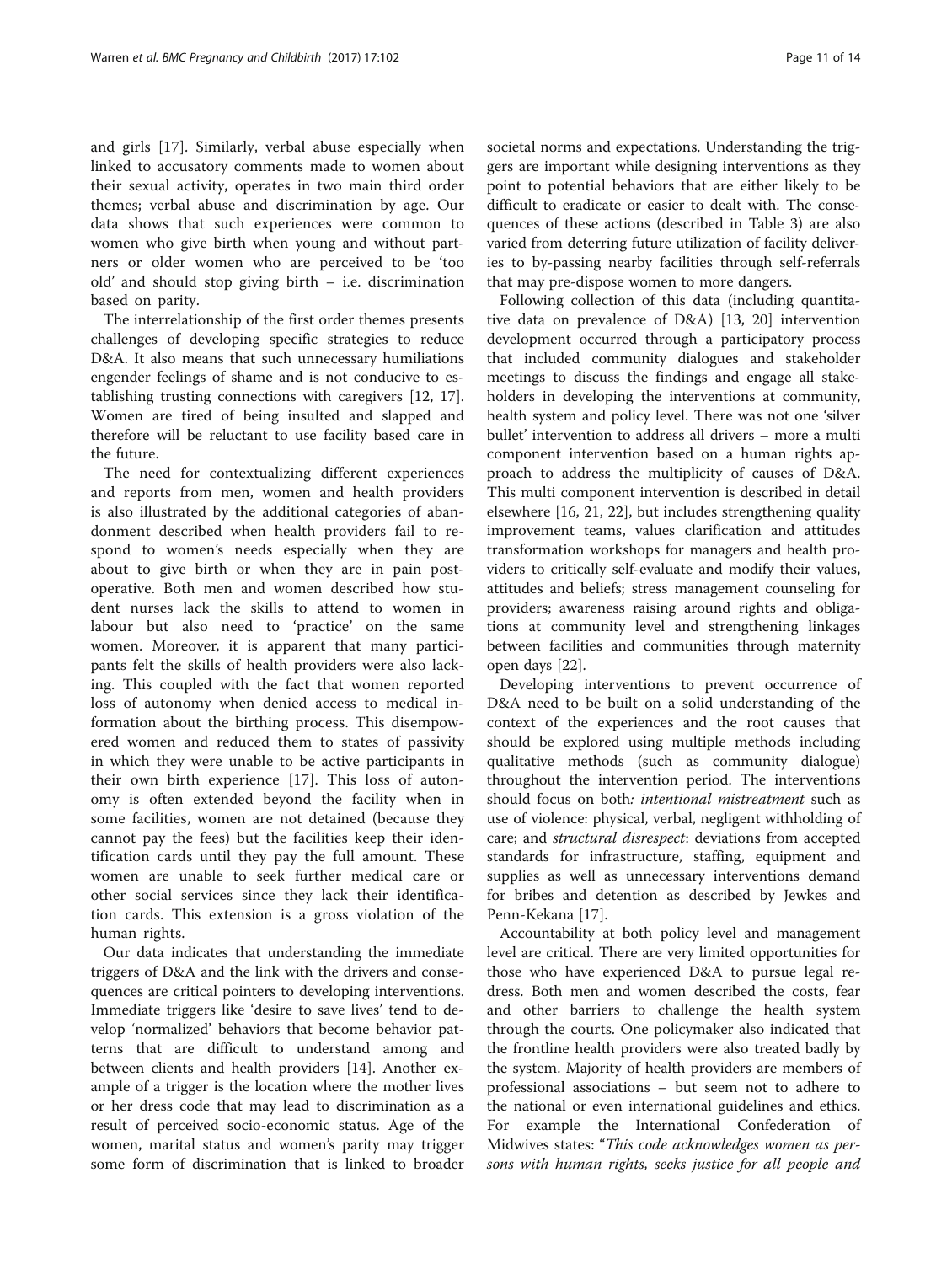and girls [17]. Similarly, verbal abuse especially when linked to accusatory comments made to women about their sexual activity, operates in two main third order themes; verbal abuse and discrimination by age. Our data shows that such experiences were common to women who give birth when young and without partners or older women who are perceived to be 'too old' and should stop giving birth – i.e. discrimination based on parity.

The interrelationship of the first order themes presents challenges of developing specific strategies to reduce D&A. It also means that such unnecessary humiliations engender feelings of shame and is not conducive to establishing trusting connections with caregivers [12, 17]. Women are tired of being insulted and slapped and therefore will be reluctant to use facility based care in the future.

The need for contextualizing different experiences and reports from men, women and health providers is also illustrated by the additional categories of abandonment described when health providers fail to respond to women's needs especially when they are about to give birth or when they are in pain post-operative. Both men and women described how student nurses lack the skills to attend to women in labour but also need to 'practice' on the same women. Moreover, it is apparent that many participants felt the skills of health providers were also lacking. This coupled with the fact that women reported loss of autonomy when denied access to medical information about the birthing process. This disempowered women and reduced them to states of passivity in which they were unable to be active participants in their own birth experience [17]. This loss of autonomy is often extended beyond the facility when in some facilities, women are not detained (because they cannot pay the fees) but the facilities keep their identification cards until they pay the full amount. These women are unable to seek further medical care or other social services since they lack their identification cards. This extension is a gross violation of the human rights.

Our data indicates that understanding the immediate triggers of D&A and the link with the drivers and consequences are critical pointers to developing interventions. Immediate triggers like 'desire to save lives' tend to develop 'normalized' behaviors that become behavior patterns that are difficult to understand among and between clients and health providers [14]. Another example of a trigger is the location where the mother lives or her dress code that may lead to discrimination as a result of perceived socio-economic status. Age of the women, marital status and women's parity may trigger some form of discrimination that is linked to broader societal norms and expectations. Understanding the triggers are important while designing interventions as they point to potential behaviors that are either likely to be difficult to eradicate or easier to dealt with. The consequences of these actions (described in Table 3) are also varied from deterring future utilization of facility deliveries to by-passing nearby facilities through self-referrals that may pre-dispose women to more dangers.

Following collection of this data (including quantitative data on prevalence of D&A) [13, 20] intervention development occurred through a participatory process that included community dialogues and stakeholder meetings to discuss the findings and engage all stakeholders in developing the interventions at community, health system and policy level. There was not one 'silver bullet' intervention to address all drivers – more a multi component intervention based on a human rights approach to address the multiplicity of causes of D&A. This multi component intervention is described in detail elsewhere [16, 21, 22], but includes strengthening quality improvement teams, values clarification and attitudes transformation workshops for managers and health providers to critically self-evaluate and modify their values, attitudes and beliefs; stress management counseling for providers; awareness raising around rights and obligations at community level and strengthening linkages between facilities and communities through maternity open days [22].

Developing interventions to prevent occurrence of D&A need to be built on a solid understanding of the context of the experiences and the root causes that should be explored using multiple methods including qualitative methods (such as community dialogue) throughout the intervention period. The interventions should focus on both*: intentional mistreatment* such as use of violence: physical, verbal, negligent withholding of care; and *structural disrespect*: deviations from accepted standards for infrastructure, staffing, equipment and supplies as well as unnecessary interventions demand for bribes and detention as described by Jewkes and Penn-Kekana [17].

Accountability at both policy level and management level are critical. There are very limited opportunities for those who have experienced D&A to pursue legal redress. Both men and women described the costs, fear and other barriers to challenge the health system through the courts. One policymaker also indicated that the frontline health providers were also treated badly by the system. Majority of health providers are members of professional associations – but seem not to adhere to the national or even international guidelines and ethics. For example the International Confederation of Midwives states: "*This code acknowledges women as persons with human rights, seeks justice for all people and*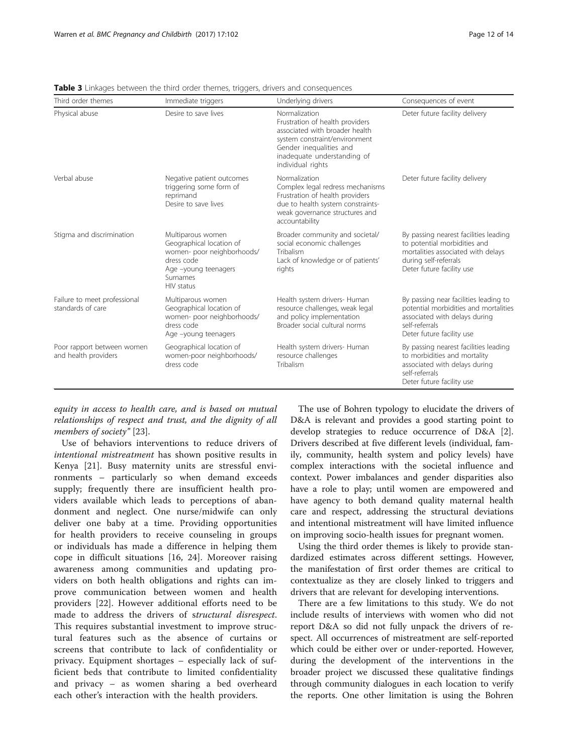**Table 3** Linkages between the third order themes, triggers, drivers and consequences

| Third order themes | Immediate triggers | Underlying drivers | Consequences of event |
| --- | --- | --- | --- |
| Physical abuse | Desire to save lives | Normalization<br>Frustration of health providers associated with broader health system constraint/environment<br>Gender inequalities and inadequate understanding of individual rights | Deter future facility delivery |
| Verbal abuse | Negative patient outcomes triggering some form of reprimand<br>Desire to save lives | Normalization<br>Complex legal redress mechanisms<br>Frustration of health providers due to health system constraints-weak governance structures and accountability | Deter future facility delivery |
| Stigma and discrimination | Multiparous women<br>Geographical location of women- poor neighborhoods/dress code<br>Age –young teenagers<br>Surnames<br>HIV status | Broader community and societal/social economic challenges<br>Tribalism<br>Lack of knowledge or of patients' rights | By passing nearest facilities leading to potential morbidities and mortalities associated with delays during self-referrals<br>Deter future facility use |
| Failure to meet professional standards of care | Multiparous women<br>Geographical location of women- poor neighborhoods/dress code<br>Age –young teenagers | Health system drivers- Human resource challenges, weak legal and policy implementation<br>Broader social cultural norms | By passing near facilities leading to potential morbidities and mortalities associated with delays during self-referrals<br>Deter future facility use |
| Poor rapport between women and health providers | Geographical location of women-poor neighborhoods/dress code | Health system drivers- Human resource challenges<br>Tribalism | By passing nearest facilities leading to morbidities and mortality associated with delays during self-referrals<br>Deter future facility use |

*equity in access to health care, and is based on mutual relationships of respect and trust, and the dignity of all members of society"* [23].

Use of behaviors interventions to reduce drivers of *intentional mistreatment* has shown positive results in Kenya [21]. Busy maternity units are stressful environments – particularly so when demand exceeds supply; frequently there are insufficient health providers available which leads to perceptions of abandonment and neglect. One nurse/midwife can only deliver one baby at a time. Providing opportunities for health providers to receive counseling in groups or individuals has made a difference in helping them cope in difficult situations [16, 24]. Moreover raising awareness among communities and updating providers on both health obligations and rights can improve communication between women and health providers [22]. However additional efforts need to be made to address the drivers of s*tructural disrespect*. This requires substantial investment to improve structural features such as the absence of curtains or screens that contribute to lack of confidentiality or privacy. Equipment shortages – especially lack of sufficient beds that contribute to limited confidentiality and privacy – as women sharing a bed overheard each other's interaction with the health providers.

The use of Bohren typology to elucidate the drivers of D&A is relevant and provides a good starting point to develop strategies to reduce occurrence of D&A [2]. Drivers described at five different levels (individual, family, community, health system and policy levels) have complex interactions with the societal influence and context. Power imbalances and gender disparities also have a role to play; until women are empowered and have agency to both demand quality maternal health care and respect, addressing the structural deviations and intentional mistreatment will have limited influence on improving socio-health issues for pregnant women.

Using the third order themes is likely to provide standardized estimates across different settings. However, the manifestation of first order themes are critical to contextualize as they are closely linked to triggers and drivers that are relevant for developing interventions.

There are a few limitations to this study. We do not include results of interviews with women who did not report D&A so did not fully unpack the drivers of respect. All occurrences of mistreatment are self-reported which could be either over or under-reported. However, during the development of the interventions in the broader project we discussed these qualitative findings through community dialogues in each location to verify the reports. One other limitation is using the Bohren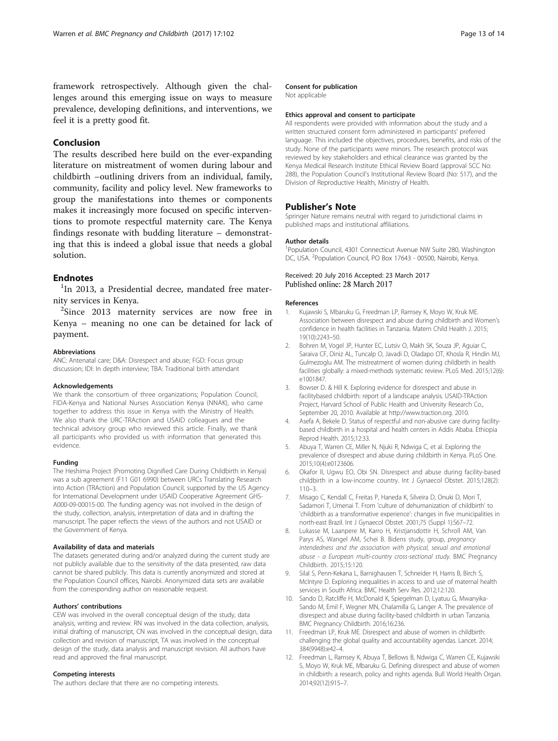framework retrospectively. Although given the challenges around this emerging issue on ways to measure prevalence, developing definitions, and interventions, we feel it is a pretty good fit.

## Conclusion

The results described here build on the ever-expanding literature on mistreatment of women during labour and childbirth –outlining drivers from an individual, family, community, facility and policy level. New frameworks to group the manifestations into themes or components makes it increasingly more focused on specific interventions to promote respectful maternity care. The Kenya findings resonate with budding literature – demonstrating that this is indeed a global issue that needs a global solution.

## Endnotes

[1]In 2013, a Presidential decree, mandated free maternity services in Kenya.

[2]Since 2013 maternity services are now free in Kenya – meaning no one can be detained for lack of payment.

#### Abbreviations

ANC: Antenatal care; D&A: Disrespect and abuse; FGD: Focus group discussion; IDI: In depth interview; TBA: Traditional birth attendant

#### Acknowledgements

We thank the consortium of three organizations; Population Council, FIDA-Kenya and National Nurses Association Kenya (NNAK), who came together to address this issue in Kenya with the Ministry of Health. We also thank the URC-TRAction and USAID colleagues and the technical advisory group who reviewed this article. Finally, we thank all participants who provided us with information that generated this evidence.

#### Funding

The Heshima Project (Promoting Dignified Care During Childbirth in Kenya) was a sub agreement (F11 G01 6990) between URCs Translating Research into Action (TRAction) and Population Council, supported by the US Agency for International Development under USAID Cooperative Agreement GHS-A000-09-00015-00. The funding agency was not involved in the design of the study, collection, analysis, interpretation of data and in drafting the manuscript. The paper reflects the views of the authors and not USAID or the Government of Kenya.

#### Availability of data and materials

The datasets generated during and/or analyzed during the current study are not publicly available due to the sensitivity of the data presented, raw data cannot be shared publicly. This data is currently anonymized and stored at the Population Council offices, Nairobi. Anonymized data sets are available from the corresponding author on reasonable request.

#### Authors' contributions

CEW was involved in the overall conceptual design of the study, data analysis, writing and review. RN was involved in the data collection, analysis, initial drafting of manuscript, CN was involved in the conceptual design, data collection and revision of manuscript, TA was involved in the conceptual design of the study, data analysis and manuscript revision. All authors have read and approved the final manuscript.

#### Competing interests

The authors declare that there are no competing interests.

#### Consent for publication

Not applicable

#### Ethics approval and consent to participate

All respondents were provided with information about the study and a written structured consent form administered in participants' preferred language. This included the objectives, procedures, benefits, and risks of the study. None of the participants were minors. The research protocol was reviewed by key stakeholders and ethical clearance was granted by the Kenya Medical Research Institute Ethical Review Board (approval SCC No: 288), the Population Council's Institutional Review Board (No: 517), and the Division of Reproductive Health, Ministry of Health.

## Publisher's Note

Springer Nature remains neutral with regard to jurisdictional claims in published maps and institutional affiliations.

#### Author details

[1]Population Council, 4301 Connecticut Avenue NW Suite 280, Washington DC, USA. [2]Population Council, PO Box 17643 - 00500, Nairobi, Kenya.

Received: 20 July 2016 Accepted: 23 March 2017
Published online: 28 March 2017

#### References

1. Kujawski S, Mbaruku G, Freedman LP, Ramsey K, Moyo W, Kruk ME. Association between disrespect and abuse during childbirth and Women's confidence in health facilities in Tanzania. Matern Child Health J. 2015; 19(10):2243–50.
2. Bohren M, Vogel JP, Hunter EC, Lutsiv O, Makh SK, Souza JP, Aguiar C, Saraiva CF, Diniz AL, Tuncalp O, Javadi D, Oladapo OT, Khosla R, Hindin MJ, Gulmezoglu AM. The mistreatment of women during childbirth in health facilities globally: a mixed-methods systematic review. PLoS Med. 2015;12(6): e1001847.
3. Bowser D. & Hill K. Exploring evidence for disrespect and abuse in facilitybased childbirth: report of a landscape analysis. USAID-TRAction Project, Harvard School of Public Health and University Research Co., September 20, 2010. Available at http://www.traction.org. 2010.
4. Asefa A, Bekele D. Status of respectful and non-abusive care during facility-based childbirth in a hospital and health centers in Addis Ababa. Ethiopia Reprod Health. 2015;12:33.
5. Abuya T, Warren CE, Miller N, Njuki R, Ndwiga C, et al. Exploring the prevalence of disrespect and abuse during childbirth in Kenya. PLoS One. 2015;10(4):e0123606.
6. Okafor II, Ugwu EO, Obi SN. Disrespect and abuse during facility-based childbirth in a low-income country. Int J Gynaecol Obstet. 2015;128(2): 110–3.
7. Misago C, Kendall C, Freitas P, Haneda K, Silveira D, Onuki D, Mori T, Sadamori T, Umenai T. From 'culture of dehumanization of childbirth' to 'childbirth as a transformative experience': changes in five municipalities in north-east Brazil. Int J Gynaecol Obstet. 2001;75 (Suppl 1):S67–72.
8. Lukasse M, Laanpere M, Karro H, Kristjansdottir H, Schroll AM, Van Parys AS, Wangel AM, Schei B. Bidens study, group, *pregnancy intendedness and the association with physical, sexual and emotional abuse - a European multi-country cross-sectional study*. BMC Pregnancy Childbirth. 2015;15:120.
9. Silal S, Penn-Kekana L, Barnighausen T, Schneider H, Harris B, Birch S, McIntyre D. Exploring inequalities in access to and use of maternal health services in South Africa. BMC Health Serv Res. 2012;12:120.
10. Sando D, Ratcliffe H, McDonald K, Spiegelman D, Lyatuu G, Mwanyika-Sando M, Emil F, Wegner MN, Chalamilla G, Langer A. The prevalence of disrespect and abuse during facility-based childbirth in urban Tanzania. BMC Pregnancy Childbirth. 2016;16:236.
11. Freedman LP, Kruk ME. Disrespect and abuse of women in childbirth: challenging the global quality and accountability agendas. Lancet. 2014; 384(9948):e42–4.
12. Freedman L, Ramsey K, Abuya T, Bellows B, Ndwiga C, Warren CE, Kujawski S, Moyo W, Kruk ME, Mbaruku G. Defining disrespect and abuse of women in childbirth: a research, policy and rights agenda. Bull World Health Organ. 2014;92(12):915–7.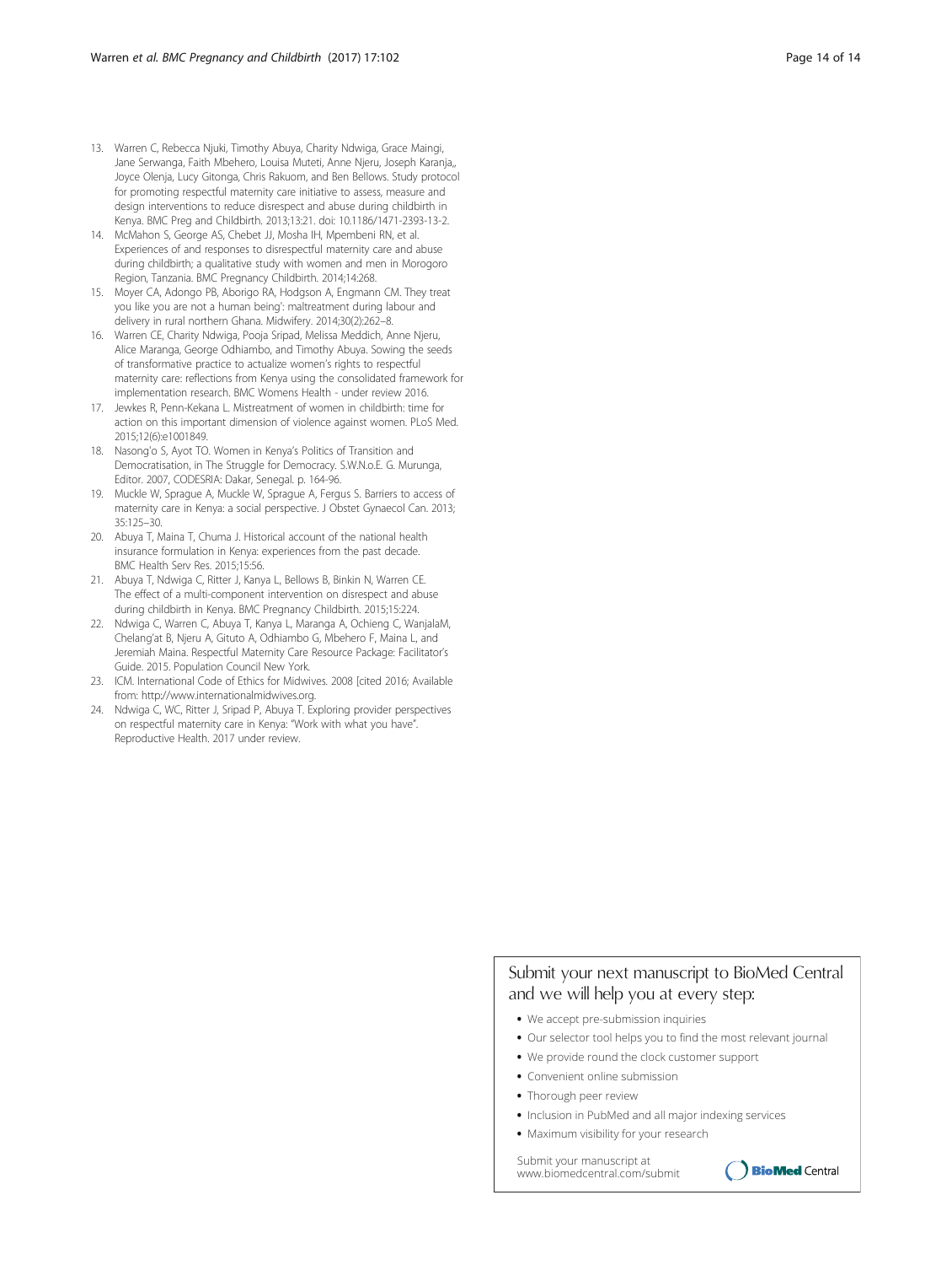13. Warren C, Rebecca Njuki, Timothy Abuya, Charity Ndwiga, Grace Maingi, Jane Serwanga, Faith Mbehero, Louisa Muteti, Anne Njeru, Joseph Karanja,, Joyce Olenja, Lucy Gitonga, Chris Rakuom, and Ben Bellows. Study protocol for promoting respectful maternity care initiative to assess, measure and design interventions to reduce disrespect and abuse during childbirth in Kenya. BMC Preg and Childbirth. 2013;13:21. doi: 10.1186/1471-2393-13-2.
14. McMahon S, George AS, Chebet JJ, Mosha IH, Mpembeni RN, et al. Experiences of and responses to disrespectful maternity care and abuse during childbirth; a qualitative study with women and men in Morogoro Region, Tanzania. BMC Pregnancy Childbirth. 2014;14:268.
15. Moyer CA, Adongo PB, Aborigo RA, Hodgson A, Engmann CM. They treat you like you are not a human being': maltreatment during labour and delivery in rural northern Ghana. Midwifery. 2014;30(2):262–8.
16. Warren CE, Charity Ndwiga, Pooja Sripad, Melissa Meddich, Anne Njeru, Alice Maranga, George Odhiambo, and Timothy Abuya. Sowing the seeds of transformative practice to actualize women's rights to respectful maternity care: reflections from Kenya using the consolidated framework for implementation research. BMC Womens Health - under review 2016.
17. Jewkes R, Penn-Kekana L. Mistreatment of women in childbirth: time for action on this important dimension of violence against women. PLoS Med. 2015;12(6):e1001849.
18. Nasong'o S, Ayot TO. Women in Kenya's Politics of Transition and Democratisation, in The Struggle for Democracy. S.W.N.o.E. G. Murunga, Editor. 2007, CODESRIA: Dakar, Senegal. p. 164-96.
19. Muckle W, Sprague A, Muckle W, Sprague A, Fergus S. Barriers to access of maternity care in Kenya: a social perspective. J Obstet Gynaecol Can. 2013; 35:125–30.
20. Abuya T, Maina T, Chuma J. Historical account of the national health insurance formulation in Kenya: experiences from the past decade. BMC Health Serv Res. 2015;15:56.
21. Abuya T, Ndwiga C, Ritter J, Kanya L, Bellows B, Binkin N, Warren CE. The effect of a multi-component intervention on disrespect and abuse during childbirth in Kenya. BMC Pregnancy Childbirth. 2015;15:224.
22. Ndwiga C, Warren C, Abuya T, Kanya L, Maranga A, Ochieng C, WanjalaM, Chelang'at B, Njeru A, Gituto A, Odhiambo G, Mbehero F, Maina L, and Jeremiah Maina. Respectful Maternity Care Resource Package: Facilitator's Guide. 2015. Population Council New York.
23. ICM. International Code of Ethics for Midwives. 2008 [cited 2016; Available from: http://www.internationalmidwives.org.
24. Ndwiga C, WC, Ritter J, Sripad P, Abuya T. Exploring provider perspectives on respectful maternity care in Kenya: "Work with what you have". Reproductive Health. 2017 under review.

Submit your next manuscript to BioMed Central and we will help you at every step:

- We accept pre-submission inquiries
- Our selector tool helps you to find the most relevant journal
- We provide round the clock customer support
- Convenient online submission
- Thorough peer review
- Inclusion in PubMed and all major indexing services
- Maximum visibility for your research

Submit your manuscript at www.biomedcentral.com/submit

BioMed Central